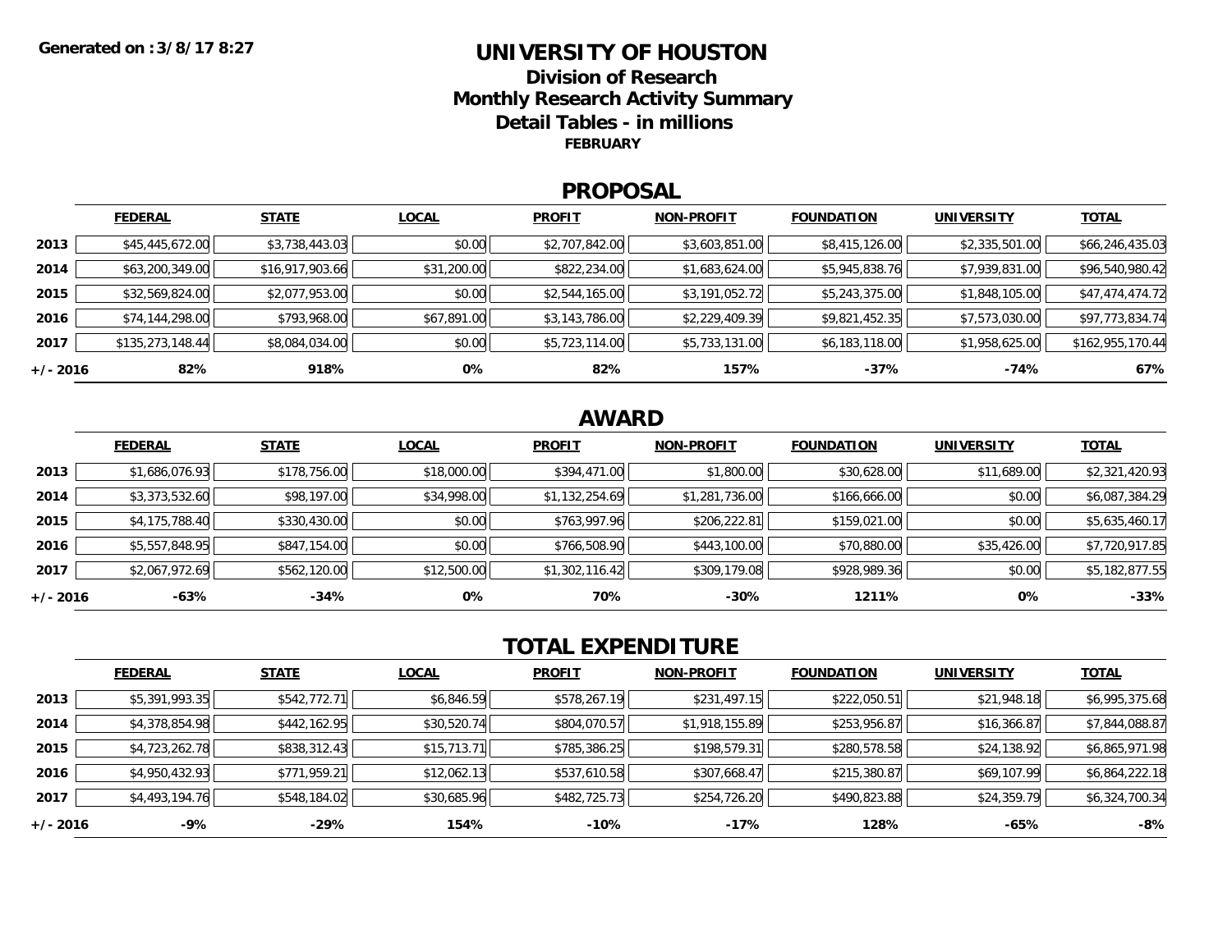Generated on :3/8/17 8:27

# UNIVERSITY OF HOUSTON

## Division of Research
## Monthly Research Activity Summary
## Detail Tables - in millions

**FEBRUARY**

## PROPOSAL

| | FEDERAL | STATE | LOCAL | PROFIT | NON-PROFIT | FOUNDATION | UNIVERSITY | TOTAL |
|---|---|---|---|---|---|---|---|---|
| 2013 | $45,445,672.00 | $3,738,443.03 | $0.00 | $2,707,842.00 | $3,603,851.00 | $8,415,126.00 | $2,335,501.00 | $66,246,435.03 |
| 2014 | $63,200,349.00 | $16,917,903.66 | $31,200.00 | $822,234.00 | $1,683,624.00 | $5,945,838.76 | $7,939,831.00 | $96,540,980.42 |
| 2015 | $32,569,824.00 | $2,077,953.00 | $0.00 | $2,544,165.00 | $3,191,052.72 | $5,243,375.00 | $1,848,105.00 | $47,474,474.72 |
| 2016 | $74,144,298.00 | $793,968.00 | $67,891.00 | $3,143,786.00 | $2,229,409.39 | $9,821,452.35 | $7,573,030.00 | $97,773,834.74 |
| 2017 | $135,273,148.44 | $8,084,034.00 | $0.00 | $5,723,114.00 | $5,733,131.00 | $6,183,118.00 | $1,958,625.00 | $162,955,170.44 |
| +/- 2016 | 82% | 918% | 0% | 82% | 157% | -37% | -74% | 67% |

## AWARD

| | FEDERAL | STATE | LOCAL | PROFIT | NON-PROFIT | FOUNDATION | UNIVERSITY | TOTAL |
|---|---|---|---|---|---|---|---|---|
| 2013 | $1,686,076.93 | $178,756.00 | $18,000.00 | $394,471.00 | $1,800.00 | $30,628.00 | $11,689.00 | $2,321,420.93 |
| 2014 | $3,373,532.60 | $98,197.00 | $34,998.00 | $1,132,254.69 | $1,281,736.00 | $166,666.00 | $0.00 | $6,087,384.29 |
| 2015 | $4,175,788.40 | $330,430.00 | $0.00 | $763,997.96 | $206,222.81 | $159,021.00 | $0.00 | $5,635,460.17 |
| 2016 | $5,557,848.95 | $847,154.00 | $0.00 | $766,508.90 | $443,100.00 | $70,880.00 | $35,426.00 | $7,720,917.85 |
| 2017 | $2,067,972.69 | $562,120.00 | $12,500.00 | $1,302,116.42 | $309,179.08 | $928,989.36 | $0.00 | $5,182,877.55 |
| +/- 2016 | -63% | -34% | 0% | 70% | -30% | 1211% | 0% | -33% |

## TOTAL EXPENDITURE

| | FEDERAL | STATE | LOCAL | PROFIT | NON-PROFIT | FOUNDATION | UNIVERSITY | TOTAL |
|---|---|---|---|---|---|---|---|---|
| 2013 | $5,391,993.35 | $542,772.71 | $6,846.59 | $578,267.19 | $231,497.15 | $222,050.51 | $21,948.18 | $6,995,375.68 |
| 2014 | $4,378,854.98 | $442,162.95 | $30,520.74 | $804,070.57 | $1,918,155.89 | $253,956.87 | $16,366.87 | $7,844,088.87 |
| 2015 | $4,723,262.78 | $838,312.43 | $15,713.71 | $785,386.25 | $198,579.31 | $280,578.58 | $24,138.92 | $6,865,971.98 |
| 2016 | $4,950,432.93 | $771,959.21 | $12,062.13 | $537,610.58 | $307,668.47 | $215,380.87 | $69,107.99 | $6,864,222.18 |
| 2017 | $4,493,194.76 | $548,184.02 | $30,685.96 | $482,725.73 | $254,726.20 | $490,823.88 | $24,359.79 | $6,324,700.34 |
| +/- 2016 | -9% | -29% | 154% | -10% | -17% | 128% | -65% | -8% |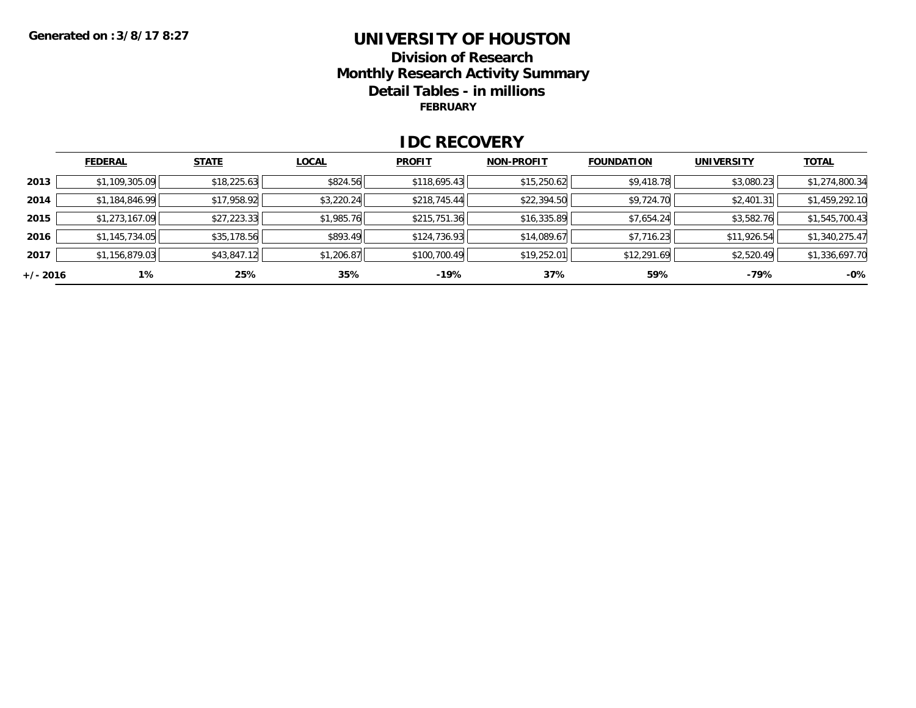**Generated on : 3/8/17 8:27**

# UNIVERSITY OF HOUSTON

## Division of Research

## Monthly Research Activity Summary

## Detail Tables - in millions

**FEBRUARY**

## IDC RECOVERY

| | FEDERAL | STATE | LOCAL | PROFIT | NON-PROFIT | FOUNDATION | UNIVERSITY | TOTAL |
|---|---|---|---|---|---|---|---|---|
| **2013** | $1,109,305.09 | $18,225.63 | $824.56 | $118,695.43 | $15,250.62 | $9,418.78 | $3,080.23 | $1,274,800.34 |
| **2014** | $1,184,846.99 | $17,958.92 | $3,220.24 | $218,745.44 | $22,394.50 | $9,724.70 | $2,401.31 | $1,459,292.10 |
| **2015** | $1,273,167.09 | $27,223.33 | $1,985.76 | $215,751.36 | $16,335.89 | $7,654.24 | $3,582.76 | $1,545,700.43 |
| **2016** | $1,145,734.05 | $35,178.56 | $893.49 | $124,736.93 | $14,089.67 | $7,716.23 | $11,926.54 | $1,340,275.47 |
| **2017** | $1,156,879.03 | $43,847.12 | $1,206.87 | $100,700.49 | $19,252.01 | $12,291.69 | $2,520.49 | $1,336,697.70 |
| **+/- 2016** | **1%** | **25%** | **35%** | **-19%** | **37%** | **59%** | **-79%** | **-0%** |